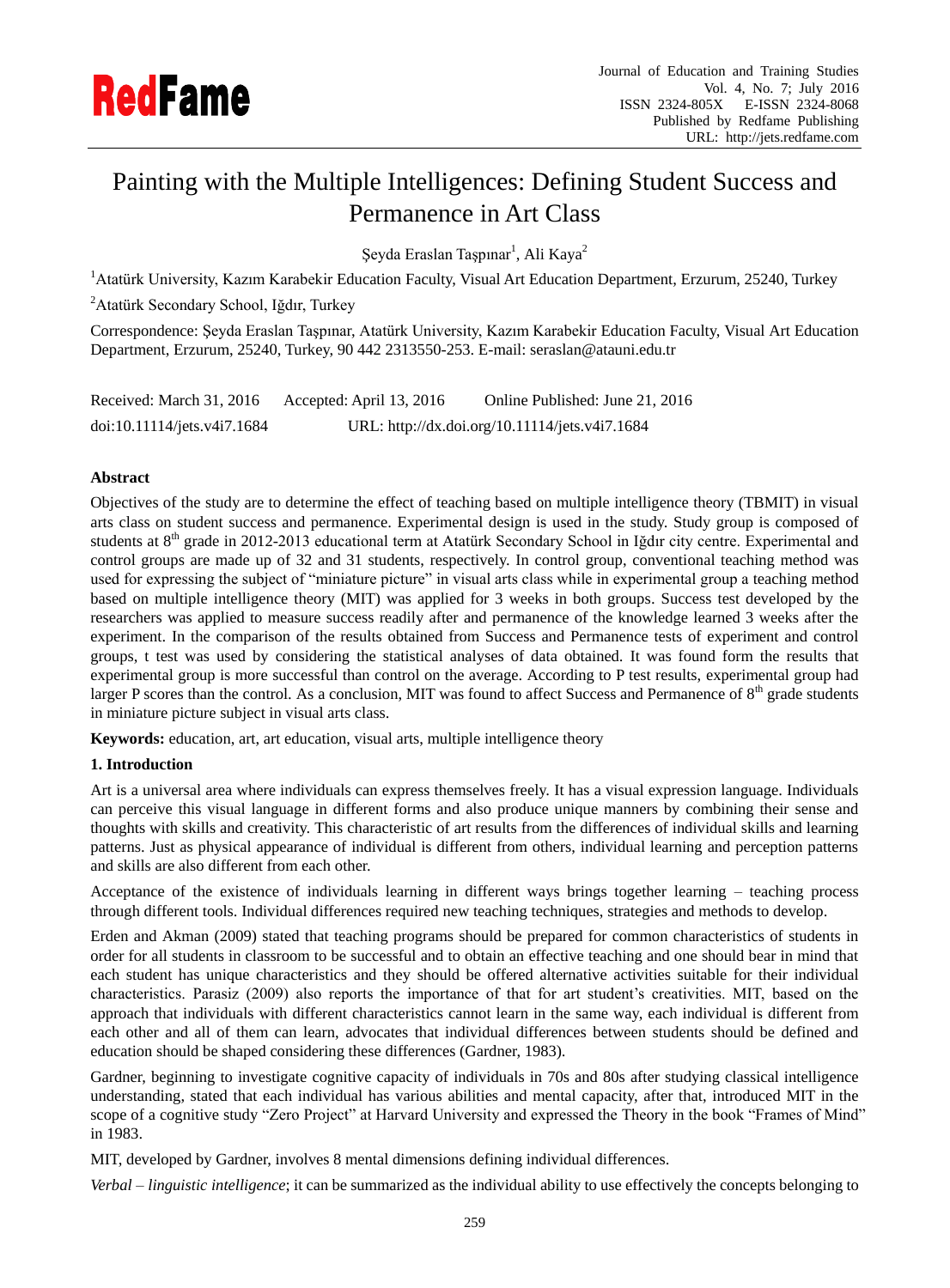# Painting with the Multiple Intelligences: Defining Student Success and Permanence in Art Class

Şeyda Eraslan Taşpınar[1], Ali Kaya[2]

[1]Atatürk University, Kazım Karabekir Education Faculty, Visual Art Education Department, Erzurum, 25240, Turkey

[2]Atatürk Secondary School, Iğdır, Turkey

Correspondence: Şeyda Eraslan Taşpınar, Atatürk University, Kazım Karabekir Education Faculty, Visual Art Education Department, Erzurum, 25240, Turkey, 90 442 2313550-253. E-mail: seraslan@atauni.edu.tr

Received: March 31, 2016 Accepted: April 13, 2016 Online Published: June 21, 2016

doi:10.11114/jets.v4i7.1684 URL: http://dx.doi.org/10.11114/jets.v4i7.1684

**Abstract**

Objectives of the study are to determine the effect of teaching based on multiple intelligence theory (TBMIT) in visual arts class on student success and permanence. Experimental design is used in the study. Study group is composed of students at 8th grade in 2012-2013 educational term at Atatürk Secondary School in Iğdır city centre. Experimental and control groups are made up of 32 and 31 students, respectively. In control group, conventional teaching method was used for expressing the subject of "miniature picture" in visual arts class while in experimental group a teaching method based on multiple intelligence theory (MIT) was applied for 3 weeks in both groups. Success test developed by the researchers was applied to measure success readily after and permanence of the knowledge learned 3 weeks after the experiment. In the comparison of the results obtained from Success and Permanence tests of experiment and control groups, t test was used by considering the statistical analyses of data obtained. It was found form the results that experimental group is more successful than control on the average. According to P test results, experimental group had larger P scores than the control. As a conclusion, MIT was found to affect Success and Permanence of 8th grade students in miniature picture subject in visual arts class.

**Keywords:** education, art, art education, visual arts, multiple intelligence theory

## 1. Introduction

Art is a universal area where individuals can express themselves freely. It has a visual expression language. Individuals can perceive this visual language in different forms and also produce unique manners by combining their sense and thoughts with skills and creativity. This characteristic of art results from the differences of individual skills and learning patterns. Just as physical appearance of individual is different from others, individual learning and perception patterns and skills are also different from each other.

Acceptance of the existence of individuals learning in different ways brings together learning – teaching process through different tools. Individual differences required new teaching techniques, strategies and methods to develop.

Erden and Akman (2009) stated that teaching programs should be prepared for common characteristics of students in order for all students in classroom to be successful and to obtain an effective teaching and one should bear in mind that each student has unique characteristics and they should be offered alternative activities suitable for their individual characteristics. Parasiz (2009) also reports the importance of that for art student's creativities. MIT, based on the approach that individuals with different characteristics cannot learn in the same way, each individual is different from each other and all of them can learn, advocates that individual differences between students should be defined and education should be shaped considering these differences (Gardner, 1983).

Gardner, beginning to investigate cognitive capacity of individuals in 70s and 80s after studying classical intelligence understanding, stated that each individual has various abilities and mental capacity, after that, introduced MIT in the scope of a cognitive study "Zero Project" at Harvard University and expressed the Theory in the book "Frames of Mind" in 1983.

MIT, developed by Gardner, involves 8 mental dimensions defining individual differences.

*Verbal – linguistic intelligence*; it can be summarized as the individual ability to use effectively the concepts belonging to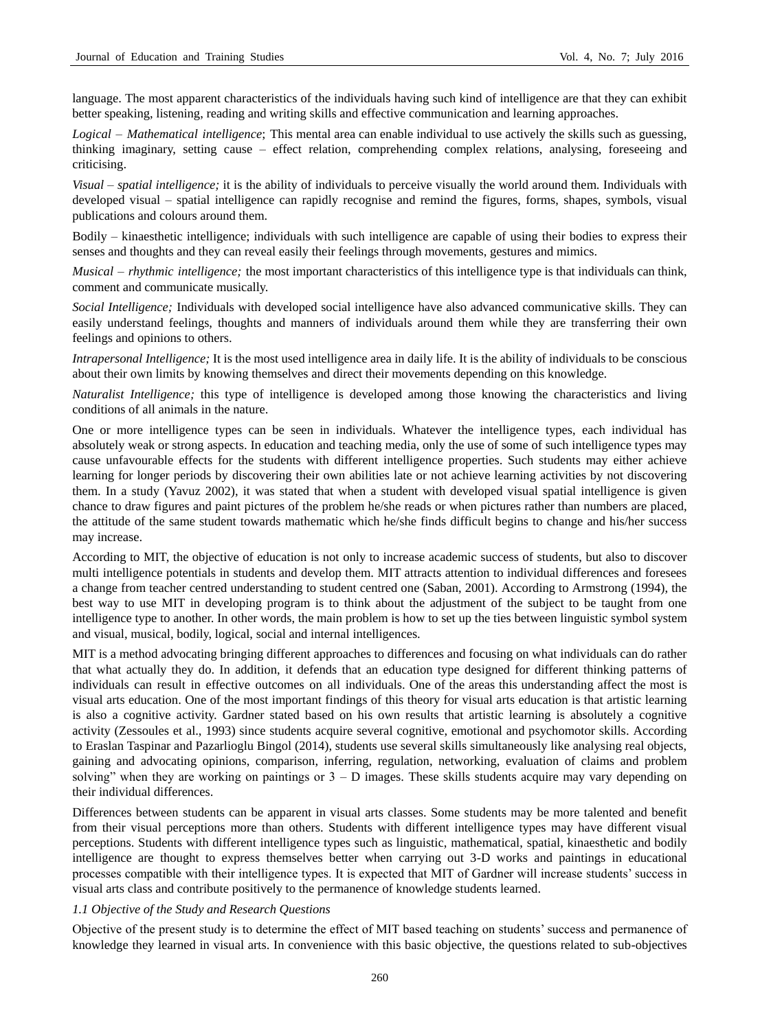language. The most apparent characteristics of the individuals having such kind of intelligence are that they can exhibit better speaking, listening, reading and writing skills and effective communication and learning approaches.

*Logical – Mathematical intelligence*; This mental area can enable individual to use actively the skills such as guessing, thinking imaginary, setting cause – effect relation, comprehending complex relations, analysing, foreseeing and criticising.

*Visual – spatial intelligence;* it is the ability of individuals to perceive visually the world around them. Individuals with developed visual – spatial intelligence can rapidly recognise and remind the figures, forms, shapes, symbols, visual publications and colours around them.

Bodily – kinaesthetic intelligence; individuals with such intelligence are capable of using their bodies to express their senses and thoughts and they can reveal easily their feelings through movements, gestures and mimics.

*Musical – rhythmic intelligence;* the most important characteristics of this intelligence type is that individuals can think, comment and communicate musically.

*Social Intelligence;* Individuals with developed social intelligence have also advanced communicative skills. They can easily understand feelings, thoughts and manners of individuals around them while they are transferring their own feelings and opinions to others.

*Intrapersonal Intelligence;* It is the most used intelligence area in daily life. It is the ability of individuals to be conscious about their own limits by knowing themselves and direct their movements depending on this knowledge.

*Naturalist Intelligence;* this type of intelligence is developed among those knowing the characteristics and living conditions of all animals in the nature.

One or more intelligence types can be seen in individuals. Whatever the intelligence types, each individual has absolutely weak or strong aspects. In education and teaching media, only the use of some of such intelligence types may cause unfavourable effects for the students with different intelligence properties. Such students may either achieve learning for longer periods by discovering their own abilities late or not achieve learning activities by not discovering them. In a study (Yavuz 2002), it was stated that when a student with developed visual spatial intelligence is given chance to draw figures and paint pictures of the problem he/she reads or when pictures rather than numbers are placed, the attitude of the same student towards mathematic which he/she finds difficult begins to change and his/her success may increase.

According to MIT, the objective of education is not only to increase academic success of students, but also to discover multi intelligence potentials in students and develop them. MIT attracts attention to individual differences and foresees a change from teacher centred understanding to student centred one (Saban, 2001). According to Armstrong (1994), the best way to use MIT in developing program is to think about the adjustment of the subject to be taught from one intelligence type to another. In other words, the main problem is how to set up the ties between linguistic symbol system and visual, musical, bodily, logical, social and internal intelligences.

MIT is a method advocating bringing different approaches to differences and focusing on what individuals can do rather that what actually they do. In addition, it defends that an education type designed for different thinking patterns of individuals can result in effective outcomes on all individuals. One of the areas this understanding affect the most is visual arts education. One of the most important findings of this theory for visual arts education is that artistic learning is also a cognitive activity. Gardner stated based on his own results that artistic learning is absolutely a cognitive activity (Zessoules et al., 1993) since students acquire several cognitive, emotional and psychomotor skills. According to Eraslan Taspinar and Pazarlioglu Bingol (2014), students use several skills simultaneously like analysing real objects, gaining and advocating opinions, comparison, inferring, regulation, networking, evaluation of claims and problem solving" when they are working on paintings or 3 – D images. These skills students acquire may vary depending on their individual differences.

Differences between students can be apparent in visual arts classes. Some students may be more talented and benefit from their visual perceptions more than others. Students with different intelligence types may have different visual perceptions. Students with different intelligence types such as linguistic, mathematical, spatial, kinaesthetic and bodily intelligence are thought to express themselves better when carrying out 3-D works and paintings in educational processes compatible with their intelligence types. It is expected that MIT of Gardner will increase students' success in visual arts class and contribute positively to the permanence of knowledge students learned.

### *1.1 Objective of the Study and Research Questions*

Objective of the present study is to determine the effect of MIT based teaching on students' success and permanence of knowledge they learned in visual arts. In convenience with this basic objective, the questions related to sub-objectives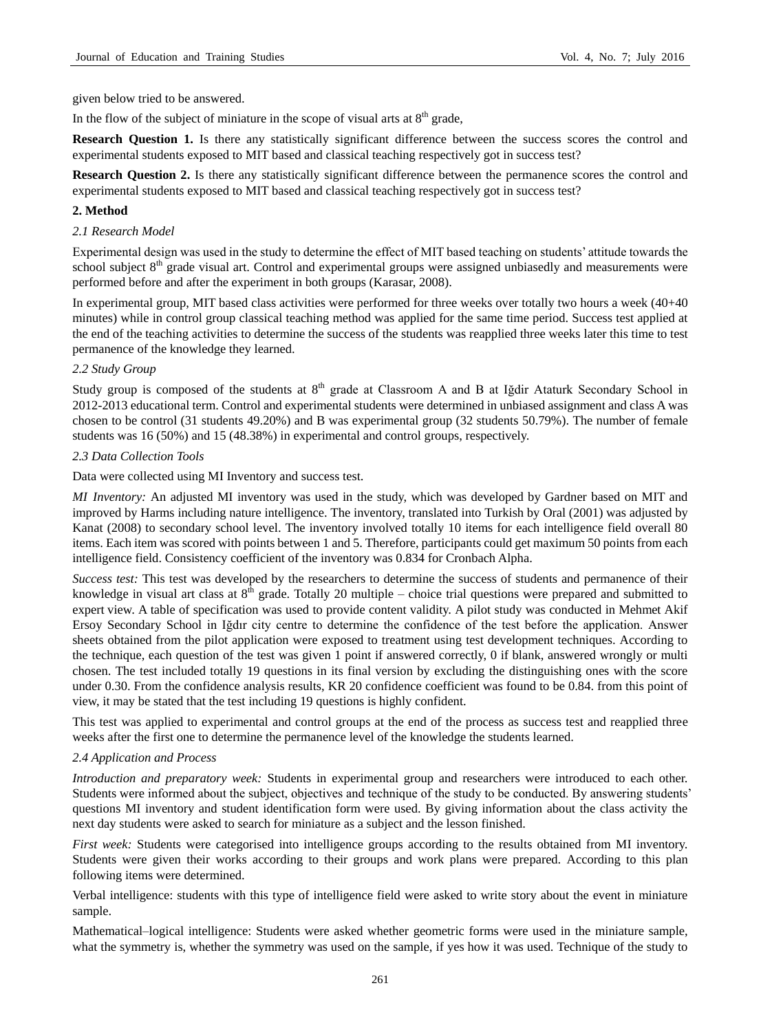given below tried to be answered.

In the flow of the subject of miniature in the scope of visual arts at 8th grade,

**Research Question 1.** Is there any statistically significant difference between the success scores the control and experimental students exposed to MIT based and classical teaching respectively got in success test?

**Research Question 2.** Is there any statistically significant difference between the permanence scores the control and experimental students exposed to MIT based and classical teaching respectively got in success test?

## 2. Method

### *2.1 Research Model*

Experimental design was used in the study to determine the effect of MIT based teaching on students' attitude towards the school subject 8th grade visual art. Control and experimental groups were assigned unbiasedly and measurements were performed before and after the experiment in both groups (Karasar, 2008).

In experimental group, MIT based class activities were performed for three weeks over totally two hours a week (40+40 minutes) while in control group classical teaching method was applied for the same time period. Success test applied at the end of the teaching activities to determine the success of the students was reapplied three weeks later this time to test permanence of the knowledge they learned.

### *2.2 Study Group*

Study group is composed of the students at 8th grade at Classroom A and B at Iğdir Ataturk Secondary School in 2012-2013 educational term. Control and experimental students were determined in unbiased assignment and class A was chosen to be control (31 students 49.20%) and B was experimental group (32 students 50.79%). The number of female students was 16 (50%) and 15 (48.38%) in experimental and control groups, respectively.

### *2.3 Data Collection Tools*

Data were collected using MI Inventory and success test.

*MI Inventory:* An adjusted MI inventory was used in the study, which was developed by Gardner based on MIT and improved by Harms including nature intelligence. The inventory, translated into Turkish by Oral (2001) was adjusted by Kanat (2008) to secondary school level. The inventory involved totally 10 items for each intelligence field overall 80 items. Each item was scored with points between 1 and 5. Therefore, participants could get maximum 50 points from each intelligence field. Consistency coefficient of the inventory was 0.834 for Cronbach Alpha.

*Success test:* This test was developed by the researchers to determine the success of students and permanence of their knowledge in visual art class at 8th grade. Totally 20 multiple – choice trial questions were prepared and submitted to expert view. A table of specification was used to provide content validity. A pilot study was conducted in Mehmet Akif Ersoy Secondary School in Iğdır city centre to determine the confidence of the test before the application. Answer sheets obtained from the pilot application were exposed to treatment using test development techniques. According to the technique, each question of the test was given 1 point if answered correctly, 0 if blank, answered wrongly or multi chosen. The test included totally 19 questions in its final version by excluding the distinguishing ones with the score under 0.30. From the confidence analysis results, KR 20 confidence coefficient was found to be 0.84. from this point of view, it may be stated that the test including 19 questions is highly confident.

This test was applied to experimental and control groups at the end of the process as success test and reapplied three weeks after the first one to determine the permanence level of the knowledge the students learned.

### *2.4 Application and Process*

*Introduction and preparatory week:* Students in experimental group and researchers were introduced to each other. Students were informed about the subject, objectives and technique of the study to be conducted. By answering students' questions MI inventory and student identification form were used. By giving information about the class activity the next day students were asked to search for miniature as a subject and the lesson finished.

*First week:* Students were categorised into intelligence groups according to the results obtained from MI inventory. Students were given their works according to their groups and work plans were prepared. According to this plan following items were determined.

Verbal intelligence: students with this type of intelligence field were asked to write story about the event in miniature sample.

Mathematical–logical intelligence: Students were asked whether geometric forms were used in the miniature sample, what the symmetry is, whether the symmetry was used on the sample, if yes how it was used. Technique of the study to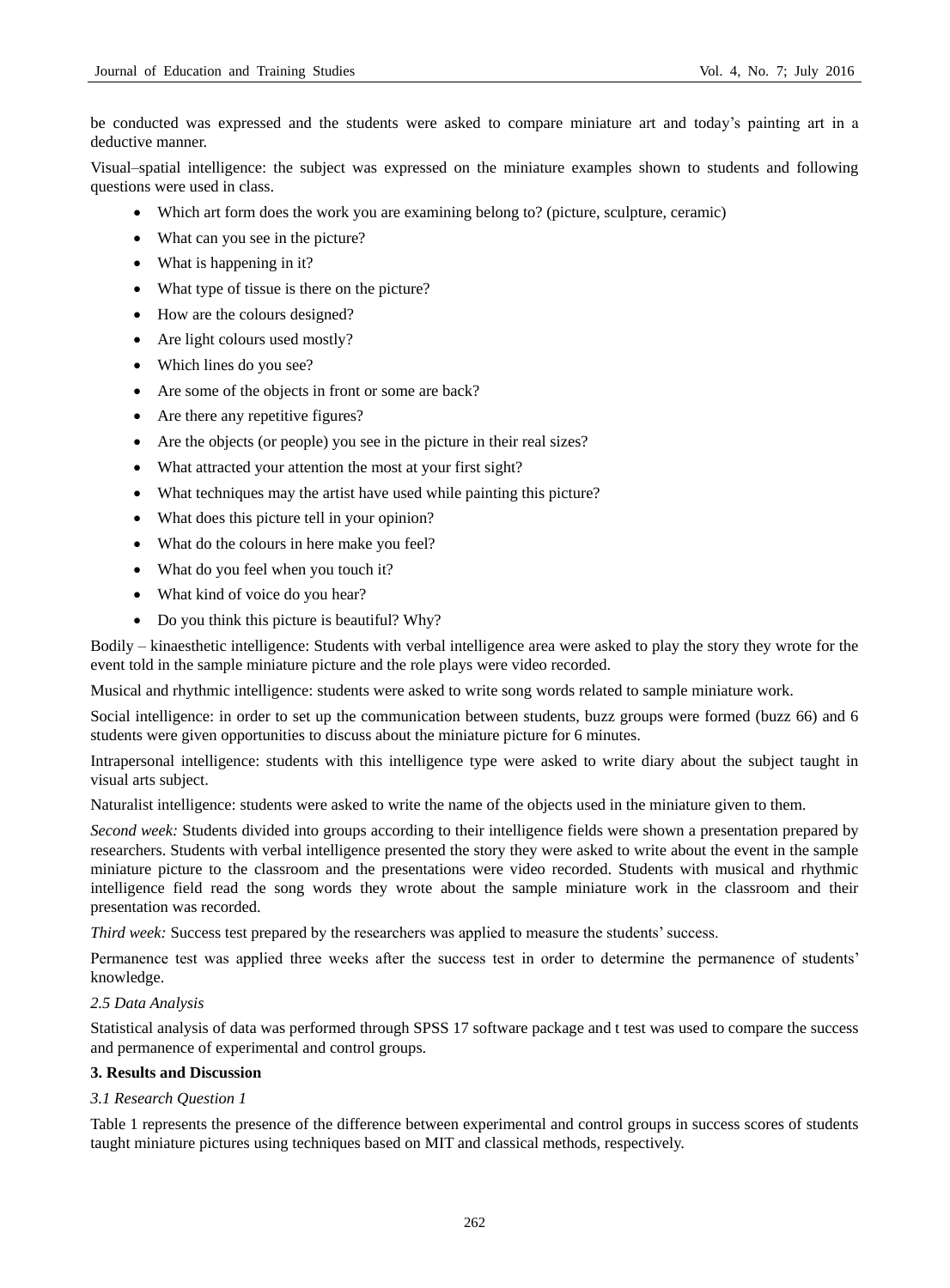be conducted was expressed and the students were asked to compare miniature art and today's painting art in a deductive manner.

Visual–spatial intelligence: the subject was expressed on the miniature examples shown to students and following questions were used in class.

- Which art form does the work you are examining belong to? (picture, sculpture, ceramic)
- What can you see in the picture?
- What is happening in it?
- What type of tissue is there on the picture?
- How are the colours designed?
- Are light colours used mostly?
- Which lines do you see?
- Are some of the objects in front or some are back?
- Are there any repetitive figures?
- Are the objects (or people) you see in the picture in their real sizes?
- What attracted your attention the most at your first sight?
- What techniques may the artist have used while painting this picture?
- What does this picture tell in your opinion?
- What do the colours in here make you feel?
- What do you feel when you touch it?
- What kind of voice do you hear?
- Do you think this picture is beautiful? Why?

Bodily – kinaesthetic intelligence: Students with verbal intelligence area were asked to play the story they wrote for the event told in the sample miniature picture and the role plays were video recorded.

Musical and rhythmic intelligence: students were asked to write song words related to sample miniature work.

Social intelligence: in order to set up the communication between students, buzz groups were formed (buzz 66) and 6 students were given opportunities to discuss about the miniature picture for 6 minutes.

Intrapersonal intelligence: students with this intelligence type were asked to write diary about the subject taught in visual arts subject.

Naturalist intelligence: students were asked to write the name of the objects used in the miniature given to them.

*Second week:* Students divided into groups according to their intelligence fields were shown a presentation prepared by researchers. Students with verbal intelligence presented the story they were asked to write about the event in the sample miniature picture to the classroom and the presentations were video recorded. Students with musical and rhythmic intelligence field read the song words they wrote about the sample miniature work in the classroom and their presentation was recorded.

*Third week:* Success test prepared by the researchers was applied to measure the students' success.

Permanence test was applied three weeks after the success test in order to determine the permanence of students' knowledge.

*2.5 Data Analysis*

Statistical analysis of data was performed through SPSS 17 software package and t test was used to compare the success and permanence of experimental and control groups.

## 3. Results and Discussion

*3.1 Research Question 1*

Table 1 represents the presence of the difference between experimental and control groups in success scores of students taught miniature pictures using techniques based on MIT and classical methods, respectively.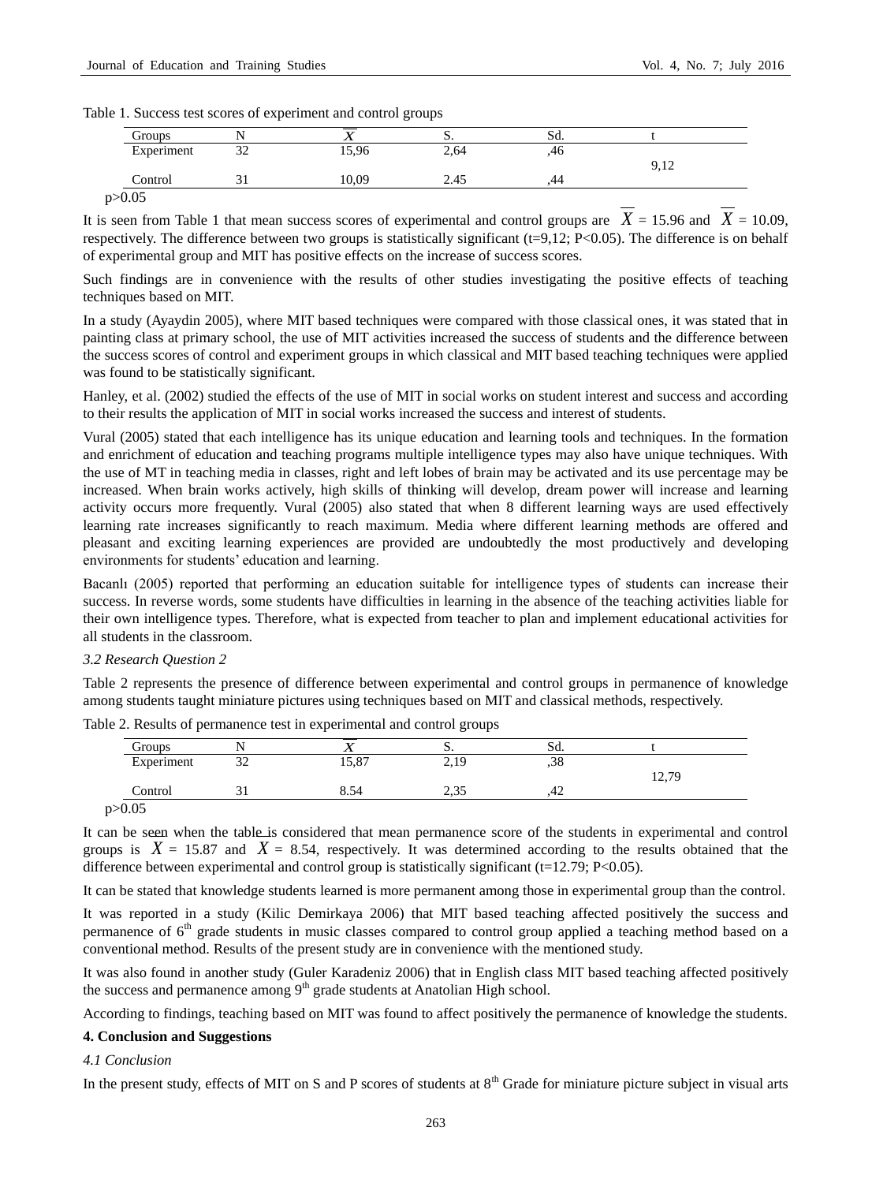Table 1. Success test scores of experiment and control groups

| Groups | N | $\overline{X}$ | S. | Sd. | t |
|---|---|---|---|---|---|
| Experiment | 32 | 15,96 | 2,64 | ,46 | 9,12 |
| Control | 31 | 10,09 | 2.45 | ,44 | |

p>0.05

It is seen from Table 1 that mean success scores of experimental and control groups are $\overline{X}$ = 15.96 and $\overline{X}$ = 10.09, respectively. The difference between two groups is statistically significant (t=9,12; P<0.05). The difference is on behalf of experimental group and MIT has positive effects on the increase of success scores.

Such findings are in convenience with the results of other studies investigating the positive effects of teaching techniques based on MIT.

In a study (Ayaydin 2005), where MIT based techniques were compared with those classical ones, it was stated that in painting class at primary school, the use of MIT activities increased the success of students and the difference between the success scores of control and experiment groups in which classical and MIT based teaching techniques were applied was found to be statistically significant.

Hanley, et al. (2002) studied the effects of the use of MIT in social works on student interest and success and according to their results the application of MIT in social works increased the success and interest of students.

Vural (2005) stated that each intelligence has its unique education and learning tools and techniques. In the formation and enrichment of education and teaching programs multiple intelligence types may also have unique techniques. With the use of MT in teaching media in classes, right and left lobes of brain may be activated and its use percentage may be increased. When brain works actively, high skills of thinking will develop, dream power will increase and learning activity occurs more frequently. Vural (2005) also stated that when 8 different learning ways are used effectively learning rate increases significantly to reach maximum. Media where different learning methods are offered and pleasant and exciting learning experiences are provided are undoubtedly the most productively and developing environments for students' education and learning.

Bacanlı (2005) reported that performing an education suitable for intelligence types of students can increase their success. In reverse words, some students have difficulties in learning in the absence of the teaching activities liable for their own intelligence types. Therefore, what is expected from teacher to plan and implement educational activities for all students in the classroom.

### *3.2 Research Question 2*

Table 2 represents the presence of difference between experimental and control groups in permanence of knowledge among students taught miniature pictures using techniques based on MIT and classical methods, respectively.

Table 2. Results of permanence test in experimental and control groups

| Groups | N | $\overline{X}$ | S. | Sd. | t |
|---|---|---|---|---|---|
| Experiment | 32 | 15,87 | 2,19 | ,38 | 12,79 |
| Control | 31 | 8.54 | 2,35 | ,42 | |

p>0.05

It can be seen when the table is considered that mean permanence score of the students in experimental and control groups is $\overline{X}$ = 15.87 and $\overline{X}$ = 8.54, respectively. It was determined according to the results obtained that the difference between experimental and control group is statistically significant (t=12.79; P<0.05).

It can be stated that knowledge students learned is more permanent among those in experimental group than the control.

It was reported in a study (Kilic Demirkaya 2006) that MIT based teaching affected positively the success and permanence of 6th grade students in music classes compared to control group applied a teaching method based on a conventional method. Results of the present study are in convenience with the mentioned study.

It was also found in another study (Guler Karadeniz 2006) that in English class MIT based teaching affected positively the success and permanence among 9th grade students at Anatolian High school.

According to findings, teaching based on MIT was found to affect positively the permanence of knowledge the students.

## 4. Conclusion and Suggestions

### *4.1 Conclusion*

In the present study, effects of MIT on S and P scores of students at 8th Grade for miniature picture subject in visual arts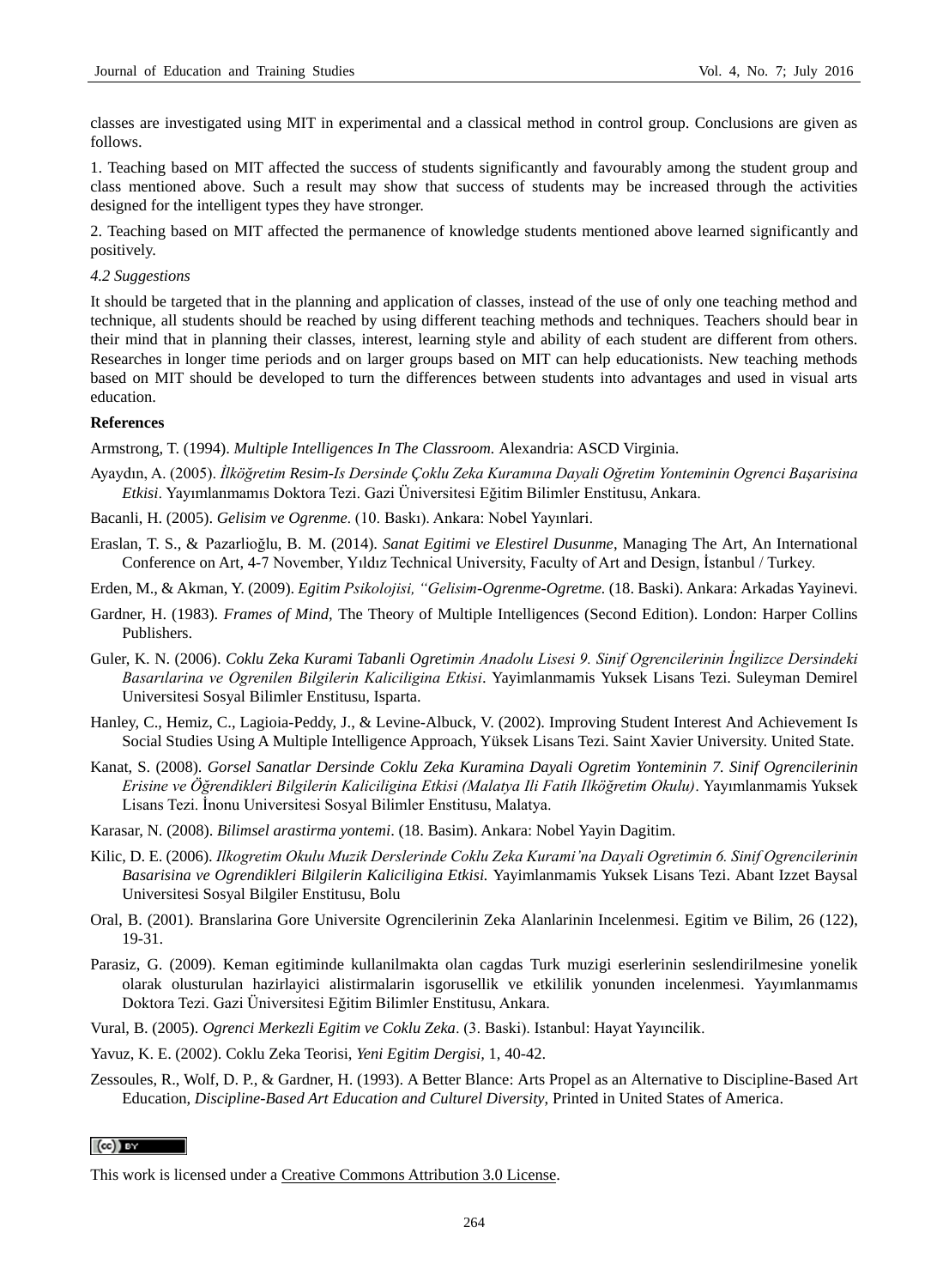classes are investigated using MIT in experimental and a classical method in control group. Conclusions are given as follows.

1. Teaching based on MIT affected the success of students significantly and favourably among the student group and class mentioned above. Such a result may show that success of students may be increased through the activities designed for the intelligent types they have stronger.

2. Teaching based on MIT affected the permanence of knowledge students mentioned above learned significantly and positively.

*4.2 Suggestions*

It should be targeted that in the planning and application of classes, instead of the use of only one teaching method and technique, all students should be reached by using different teaching methods and techniques. Teachers should bear in their mind that in planning their classes, interest, learning style and ability of each student are different from others. Researches in longer time periods and on larger groups based on MIT can help educationists. New teaching methods based on MIT should be developed to turn the differences between students into advantages and used in visual arts education.

**References**

Armstrong, T. (1994). *Multiple Intelligences In The Classroom.* Alexandria: ASCD Virginia.

Ayaydın, A. (2005). *İlköğretim Resim-Is Dersinde Çoklu Zeka Kuramına Dayali Oğretim Yonteminin Ogrenci Başarisina Etkisi*. Yayımlanmamıs Doktora Tezi. Gazi Üniversitesi Eğitim Bilimler Enstitusu, Ankara.

Bacanli, H. (2005). *Gelisim ve Ogrenme*. (10. Baskı). Ankara: Nobel Yayınlari.

Eraslan, T. S., & Pazarlioğlu, B. M. (2014). *Sanat Egitimi ve Elestirel Dusunme*, Managing The Art, An International Conference on Art, 4-7 November, Yıldız Technical University, Faculty of Art and Design, İstanbul / Turkey.

Erden, M., & Akman, Y. (2009). *Egitim Psikolojisi, "Gelisim-Ogrenme-Ogretme.* (18. Baski). Ankara: Arkadas Yayinevi.

Gardner, H. (1983). *Frames of Mind,* The Theory of Multiple Intelligences (Second Edition). London: Harper Collins Publishers.

Guler, K. N. (2006). *Coklu Zeka Kurami Tabanli Ogretimin Anadolu Lisesi 9. Sinif Ogrencilerinin İngilizce Dersindeki Basarılarina ve Ogrenilen Bilgilerin Kaliciligina Etkisi*. Yayimlanmamis Yuksek Lisans Tezi. Suleyman Demirel Universitesi Sosyal Bilimler Enstitusu, Isparta.

Hanley, C., Hemiz, C., Lagioia-Peddy, J., & Levine-Albuck, V. (2002). Improving Student Interest And Achievement Is Social Studies Using A Multiple Intelligence Approach, Yüksek Lisans Tezi. Saint Xavier University. United State.

Kanat, S. (2008). *Gorsel Sanatlar Dersinde Coklu Zeka Kuramina Dayali Ogretim Yonteminin 7. Sinif Ogrencilerinin Erisine ve Öğrendikleri Bilgilerin Kaliciligina Etkisi (Malatya Ili Fatih Ilköğretim Okulu)*. Yayımlanmamis Yuksek Lisans Tezi. İnonu Universitesi Sosyal Bilimler Enstitusu, Malatya.

Karasar, N. (2008). *Bilimsel arastirma yontemi*. (18. Basim). Ankara: Nobel Yayin Dagitim.

Kilic, D. E. (2006). *Ilkogretim Okulu Muzik Derslerinde Coklu Zeka Kurami'na Dayali Ogretimin 6. Sinif Ogrencilerinin Basarisina ve Ogrendikleri Bilgilerin Kaliciligina Etkisi.* Yayimlanmamis Yuksek Lisans Tezi. Abant Izzet Baysal Universitesi Sosyal Bilgiler Enstitusu, Bolu

Oral, B. (2001). Branslarina Gore Universite Ogrencilerinin Zeka Alanlarinin Incelenmesi. Egitim ve Bilim, 26 (122), 19-31.

Parasiz, G. (2009). Keman egitiminde kullanilmakta olan cagdas Turk muzigi eserlerinin seslendirilmesine yonelik olarak olusturulan hazirlayici alistirmalarin isgorusellik ve etkililik yonunden incelenmesi. Yayımlanmamıs Doktora Tezi. Gazi Üniversitesi Eğitim Bilimler Enstitusu, Ankara.

Vural, B. (2005). *Ogrenci Merkezli Egitim ve Coklu Zeka*. (3. Baski). Istanbul: Hayat Yayıncilik.

Yavuz, K. E. (2002). Coklu Zeka Teorisi, *Yeni Egitim Dergisi*, 1, 40-42.

Zessoules, R., Wolf, D. P., & Gardner, H. (1993). A Better Blance: Arts Propel as an Alternative to Discipline-Based Art Education, *Discipline-Based Art Education and Culturel Diversity*, Printed in United States of America.

This work is licensed under a Creative Commons Attribution 3.0 License.